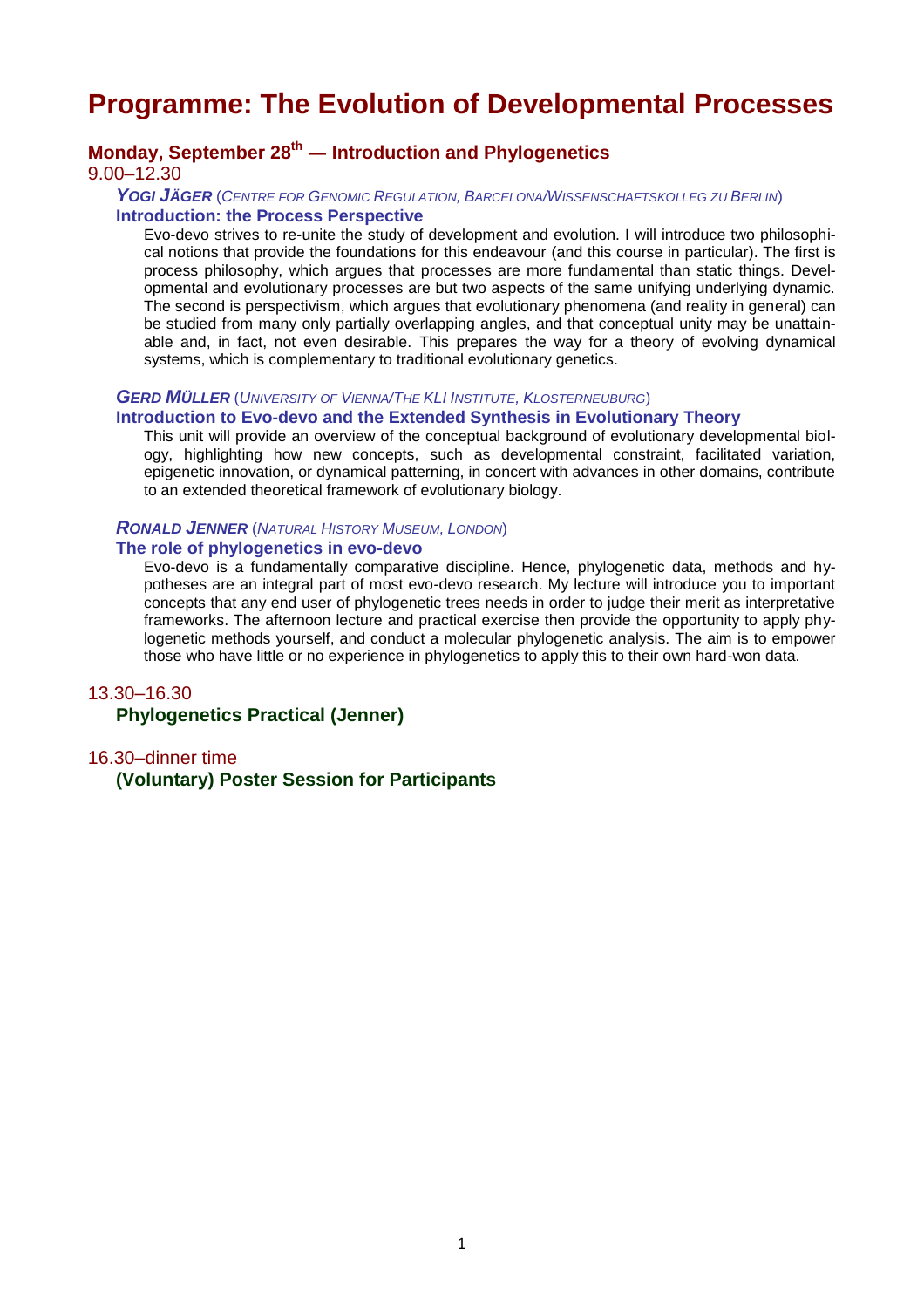# Programme: The Evolution of Developmental Processes

## Monday, September 28th — Introduction and Phylogenetics

9.00–12.30

***Yogi Jäger*** (*Centre for Genomic Regulation, Barcelona/Wissenschaftskolleg zu Berlin*)

**Introduction: the Process Perspective**

Evo-devo strives to re-unite the study of development and evolution. I will introduce two philosophical notions that provide the foundations for this endeavour (and this course in particular). The first is process philosophy, which argues that processes are more fundamental than static things. Developmental and evolutionary processes are but two aspects of the same unifying underlying dynamic. The second is perspectivism, which argues that evolutionary phenomena (and reality in general) can be studied from many only partially overlapping angles, and that conceptual unity may be unattainable and, in fact, not even desirable. This prepares the way for a theory of evolving dynamical systems, which is complementary to traditional evolutionary genetics.

***Gerd Müller*** (*University of Vienna/The KLI Institute, Klosterneuburg*)

**Introduction to Evo-devo and the Extended Synthesis in Evolutionary Theory**

This unit will provide an overview of the conceptual background of evolutionary developmental biology, highlighting how new concepts, such as developmental constraint, facilitated variation, epigenetic innovation, or dynamical patterning, in concert with advances in other domains, contribute to an extended theoretical framework of evolutionary biology.

***Ronald Jenner*** (*Natural History Museum, London*)

**The role of phylogenetics in evo-devo**

Evo-devo is a fundamentally comparative discipline. Hence, phylogenetic data, methods and hypotheses are an integral part of most evo-devo research. My lecture will introduce you to important concepts that any end user of phylogenetic trees needs in order to judge their merit as interpretative frameworks. The afternoon lecture and practical exercise then provide the opportunity to apply phylogenetic methods yourself, and conduct a molecular phylogenetic analysis. The aim is to empower those who have little or no experience in phylogenetics to apply this to their own hard-won data.

13.30–16.30

**Phylogenetics Practical (Jenner)**

16.30–dinner time

**(Voluntary) Poster Session for Participants**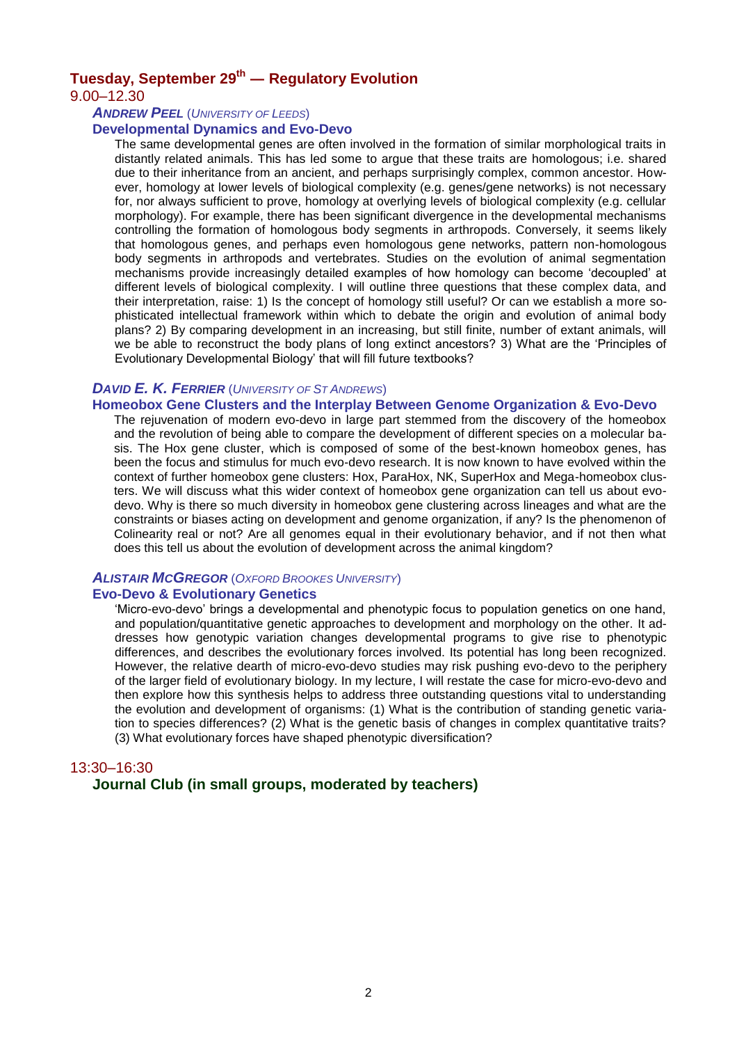## Tuesday, September 29th — Regulatory Evolution

9.00–12.30

***Andrew Peel*** (*University of Leeds*)

### Developmental Dynamics and Evo-Devo

The same developmental genes are often involved in the formation of similar morphological traits in distantly related animals. This has led some to argue that these traits are homologous; i.e. shared due to their inheritance from an ancient, and perhaps surprisingly complex, common ancestor. However, homology at lower levels of biological complexity (e.g. genes/gene networks) is not necessary for, nor always sufficient to prove, homology at overlying levels of biological complexity (e.g. cellular morphology). For example, there has been significant divergence in the developmental mechanisms controlling the formation of homologous body segments in arthropods. Conversely, it seems likely that homologous genes, and perhaps even homologous gene networks, pattern non-homologous body segments in arthropods and vertebrates. Studies on the evolution of animal segmentation mechanisms provide increasingly detailed examples of how homology can become 'decoupled' at different levels of biological complexity. I will outline three questions that these complex data, and their interpretation, raise: 1) Is the concept of homology still useful? Or can we establish a more sophisticated intellectual framework within which to debate the origin and evolution of animal body plans? 2) By comparing development in an increasing, but still finite, number of extant animals, will we be able to reconstruct the body plans of long extinct ancestors? 3) What are the 'Principles of Evolutionary Developmental Biology' that will fill future textbooks?

***David E. K. Ferrier*** (*University of St Andrews*)

### Homeobox Gene Clusters and the Interplay Between Genome Organization & Evo-Devo

The rejuvenation of modern evo-devo in large part stemmed from the discovery of the homeobox and the revolution of being able to compare the development of different species on a molecular basis. The Hox gene cluster, which is composed of some of the best-known homeobox genes, has been the focus and stimulus for much evo-devo research. It is now known to have evolved within the context of further homeobox gene clusters: Hox, ParaHox, NK, SuperHox and Mega-homeobox clusters. We will discuss what this wider context of homeobox gene organization can tell us about evo-devo. Why is there so much diversity in homeobox gene clustering across lineages and what are the constraints or biases acting on development and genome organization, if any? Is the phenomenon of Colinearity real or not? Are all genomes equal in their evolutionary behavior, and if not then what does this tell us about the evolution of development across the animal kingdom?

***Alistair McGregor*** (*Oxford Brookes University*)

### Evo-Devo & Evolutionary Genetics

'Micro-evo-devo' brings a developmental and phenotypic focus to population genetics on one hand, and population/quantitative genetic approaches to development and morphology on the other. It addresses how genotypic variation changes developmental programs to give rise to phenotypic differences, and describes the evolutionary forces involved. Its potential has long been recognized. However, the relative dearth of micro-evo-devo studies may risk pushing evo-devo to the periphery of the larger field of evolutionary biology. In my lecture, I will restate the case for micro-evo-devo and then explore how this synthesis helps to address three outstanding questions vital to understanding the evolution and development of organisms: (1) What is the contribution of standing genetic variation to species differences? (2) What is the genetic basis of changes in complex quantitative traits? (3) What evolutionary forces have shaped phenotypic diversification?

13:30–16:30

### Journal Club (in small groups, moderated by teachers)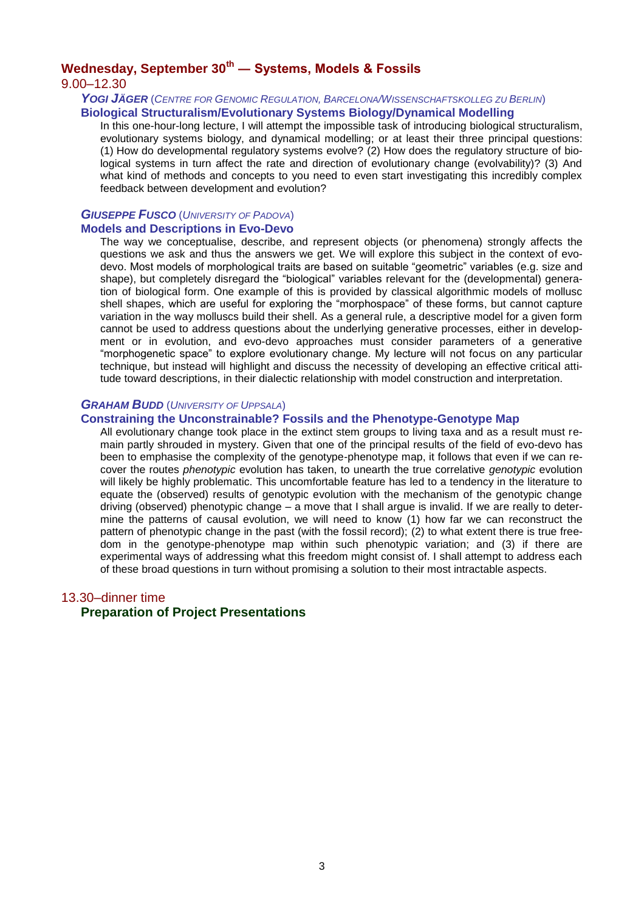## Wednesday, September 30th — Systems, Models & Fossils

### 9.00–12.30

***Yogi Jäger*** (*Centre for Genomic Regulation, Barcelona/Wissenschaftskolleg zu Berlin*)

**Biological Structuralism/Evolutionary Systems Biology/Dynamical Modelling**

In this one-hour-long lecture, I will attempt the impossible task of introducing biological structuralism, evolutionary systems biology, and dynamical modelling; or at least their three principal questions: (1) How do developmental regulatory systems evolve? (2) How does the regulatory structure of biological systems in turn affect the rate and direction of evolutionary change (evolvability)? (3) And what kind of methods and concepts to you need to even start investigating this incredibly complex feedback between development and evolution?

***Giuseppe Fusco*** (*University of Padova*)

**Models and Descriptions in Evo-Devo**

The way we conceptualise, describe, and represent objects (or phenomena) strongly affects the questions we ask and thus the answers we get. We will explore this subject in the context of evo-devo. Most models of morphological traits are based on suitable "geometric" variables (e.g. size and shape), but completely disregard the "biological" variables relevant for the (developmental) generation of biological form. One example of this is provided by classical algorithmic models of mollusc shell shapes, which are useful for exploring the "morphospace" of these forms, but cannot capture variation in the way molluscs build their shell. As a general rule, a descriptive model for a given form cannot be used to address questions about the underlying generative processes, either in development or in evolution, and evo-devo approaches must consider parameters of a generative "morphogenetic space" to explore evolutionary change. My lecture will not focus on any particular technique, but instead will highlight and discuss the necessity of developing an effective critical attitude toward descriptions, in their dialectic relationship with model construction and interpretation.

***Graham Budd*** (*University of Uppsala*)

**Constraining the Unconstrainable? Fossils and the Phenotype-Genotype Map**

All evolutionary change took place in the extinct stem groups to living taxa and as a result must remain partly shrouded in mystery. Given that one of the principal results of the field of evo-devo has been to emphasise the complexity of the genotype-phenotype map, it follows that even if we can recover the routes *phenotypic* evolution has taken, to unearth the true correlative *genotypic* evolution will likely be highly problematic. This uncomfortable feature has led to a tendency in the literature to equate the (observed) results of genotypic evolution with the mechanism of the genotypic change driving (observed) phenotypic change – a move that I shall argue is invalid. If we are really to determine the patterns of causal evolution, we will need to know (1) how far we can reconstruct the pattern of phenotypic change in the past (with the fossil record); (2) to what extent there is true freedom in the genotype-phenotype map within such phenotypic variation; and (3) if there are experimental ways of addressing what this freedom might consist of. I shall attempt to address each of these broad questions in turn without promising a solution to their most intractable aspects.

### 13.30–dinner time

**Preparation of Project Presentations**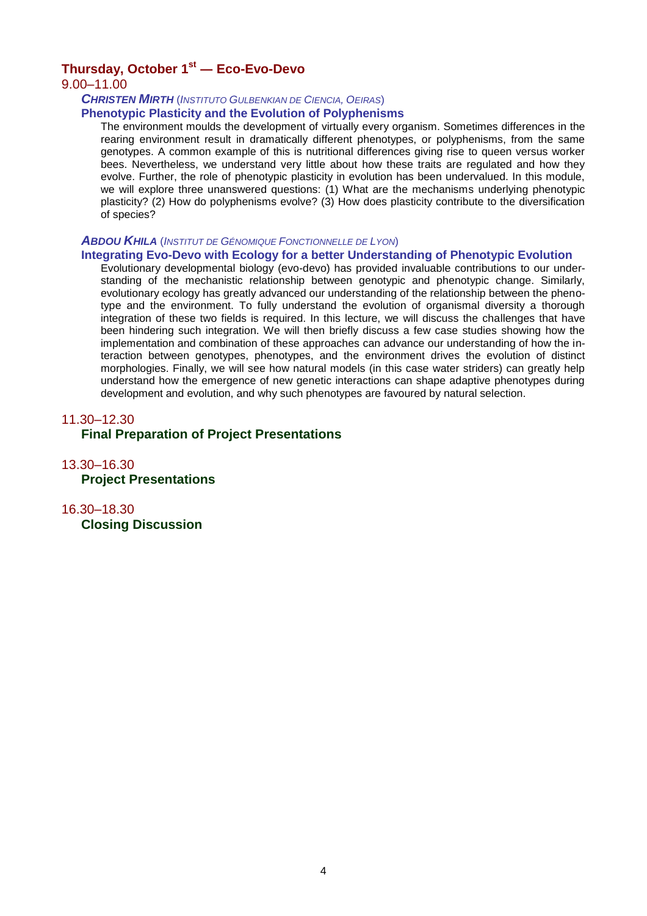## Thursday, October 1st — Eco-Evo-Devo

9.00–11.00

***Christen Mirth*** (*Instituto Gulbenkian de Ciencia, Oeiras*)

**Phenotypic Plasticity and the Evolution of Polyphenisms**

The environment moulds the development of virtually every organism. Sometimes differences in the rearing environment result in dramatically different phenotypes, or polyphenisms, from the same genotypes. A common example of this is nutritional differences giving rise to queen versus worker bees. Nevertheless, we understand very little about how these traits are regulated and how they evolve. Further, the role of phenotypic plasticity in evolution has been undervalued. In this module, we will explore three unanswered questions: (1) What are the mechanisms underlying phenotypic plasticity? (2) How do polyphenisms evolve? (3) How does plasticity contribute to the diversification of species?

***Abdou Khila*** (*Institut de Génomique Fonctionnelle de Lyon*)

**Integrating Evo-Devo with Ecology for a better Understanding of Phenotypic Evolution**

Evolutionary developmental biology (evo-devo) has provided invaluable contributions to our understanding of the mechanistic relationship between genotypic and phenotypic change. Similarly, evolutionary ecology has greatly advanced our understanding of the relationship between the phenotype and the environment. To fully understand the evolution of organismal diversity a thorough integration of these two fields is required. In this lecture, we will discuss the challenges that have been hindering such integration. We will then briefly discuss a few case studies showing how the implementation and combination of these approaches can advance our understanding of how the interaction between genotypes, phenotypes, and the environment drives the evolution of distinct morphologies. Finally, we will see how natural models (in this case water striders) can greatly help understand how the emergence of new genetic interactions can shape adaptive phenotypes during development and evolution, and why such phenotypes are favoured by natural selection.

11.30–12.30

**Final Preparation of Project Presentations**

13.30–16.30

**Project Presentations**

16.30–18.30

**Closing Discussion**